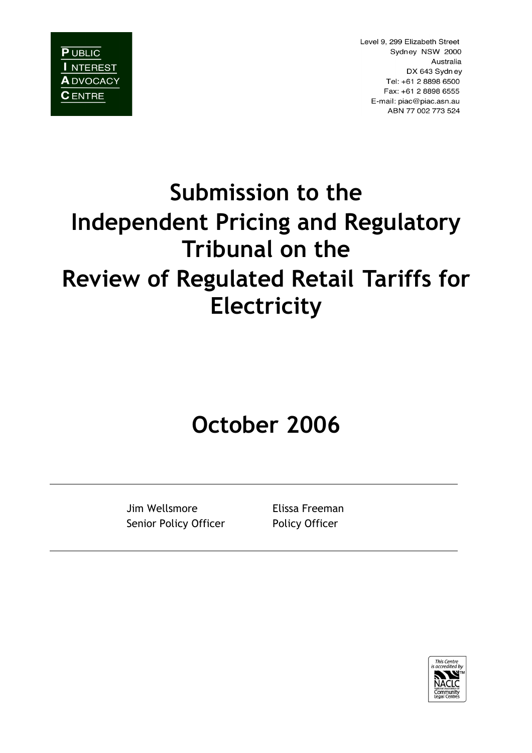PUBLIC
INTEREST
ADVOCACY
CENTRE

Level 9, 299 Elizabeth Street
Sydney NSW 2000
Australia
DX 643 Sydney
Tel: +61 2 8898 6500
Fax: +61 2 8898 6555
E-mail: piac@piac.asn.au
ABN 77 002 773 524

# Submission to the Independent Pricing and Regulatory Tribunal on the Review of Regulated Retail Tariffs for Electricity

## October 2006

---

Jim Wellsmore
Senior Policy Officer

Elissa Freeman
Policy Officer

---

This Centre is accredited by NACLC National Association of Community Legal Centres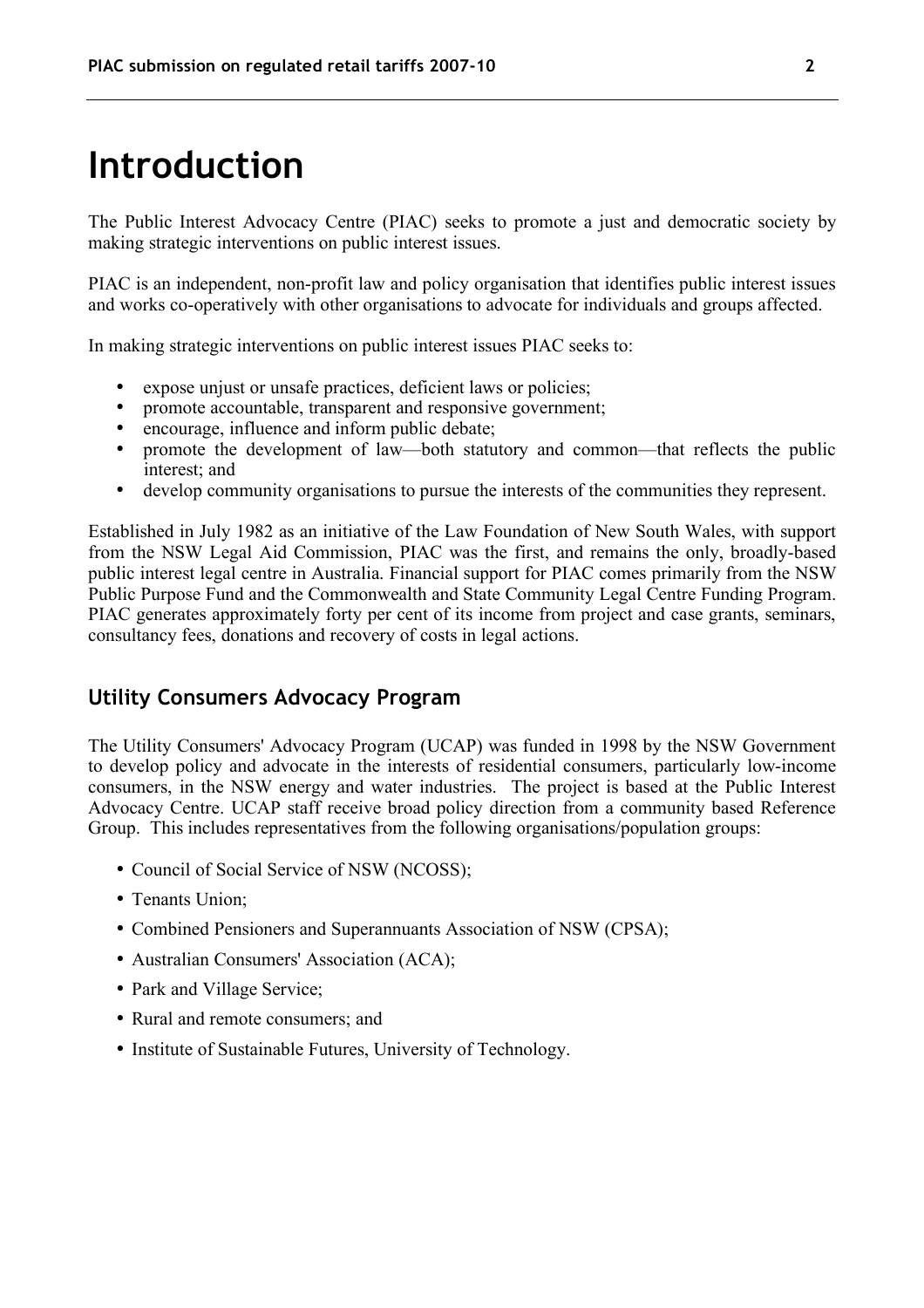# Introduction

The Public Interest Advocacy Centre (PIAC) seeks to promote a just and democratic society by making strategic interventions on public interest issues.

PIAC is an independent, non-profit law and policy organisation that identifies public interest issues and works co-operatively with other organisations to advocate for individuals and groups affected.

In making strategic interventions on public interest issues PIAC seeks to:

- expose unjust or unsafe practices, deficient laws or policies;
- promote accountable, transparent and responsive government;
- encourage, influence and inform public debate;
- promote the development of law—both statutory and common—that reflects the public interest; and
- develop community organisations to pursue the interests of the communities they represent.

Established in July 1982 as an initiative of the Law Foundation of New South Wales, with support from the NSW Legal Aid Commission, PIAC was the first, and remains the only, broadly-based public interest legal centre in Australia. Financial support for PIAC comes primarily from the NSW Public Purpose Fund and the Commonwealth and State Community Legal Centre Funding Program. PIAC generates approximately forty per cent of its income from project and case grants, seminars, consultancy fees, donations and recovery of costs in legal actions.

## Utility Consumers Advocacy Program

The Utility Consumers' Advocacy Program (UCAP) was funded in 1998 by the NSW Government to develop policy and advocate in the interests of residential consumers, particularly low-income consumers, in the NSW energy and water industries. The project is based at the Public Interest Advocacy Centre. UCAP staff receive broad policy direction from a community based Reference Group. This includes representatives from the following organisations/population groups:

- Council of Social Service of NSW (NCOSS);
- Tenants Union;
- Combined Pensioners and Superannuants Association of NSW (CPSA);
- Australian Consumers' Association (ACA);
- Park and Village Service;
- Rural and remote consumers; and
- Institute of Sustainable Futures, University of Technology.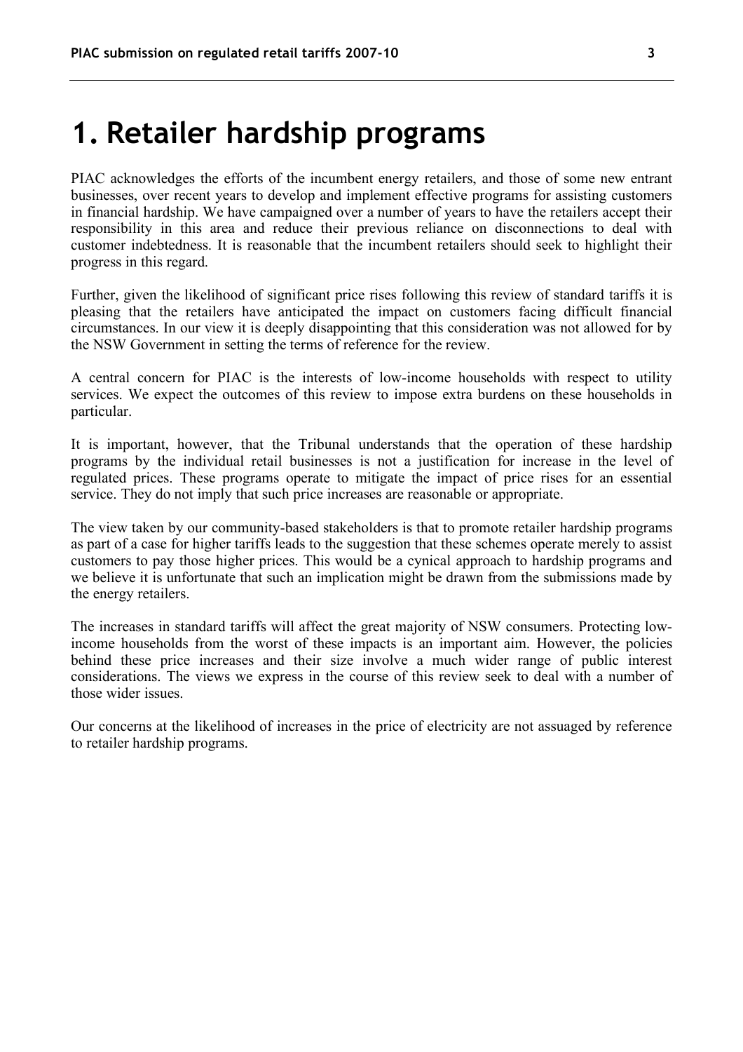# 1. Retailer hardship programs

PIAC acknowledges the efforts of the incumbent energy retailers, and those of some new entrant businesses, over recent years to develop and implement effective programs for assisting customers in financial hardship. We have campaigned over a number of years to have the retailers accept their responsibility in this area and reduce their previous reliance on disconnections to deal with customer indebtedness. It is reasonable that the incumbent retailers should seek to highlight their progress in this regard.

Further, given the likelihood of significant price rises following this review of standard tariffs it is pleasing that the retailers have anticipated the impact on customers facing difficult financial circumstances. In our view it is deeply disappointing that this consideration was not allowed for by the NSW Government in setting the terms of reference for the review.

A central concern for PIAC is the interests of low-income households with respect to utility services. We expect the outcomes of this review to impose extra burdens on these households in particular.

It is important, however, that the Tribunal understands that the operation of these hardship programs by the individual retail businesses is not a justification for increase in the level of regulated prices. These programs operate to mitigate the impact of price rises for an essential service. They do not imply that such price increases are reasonable or appropriate.

The view taken by our community-based stakeholders is that to promote retailer hardship programs as part of a case for higher tariffs leads to the suggestion that these schemes operate merely to assist customers to pay those higher prices. This would be a cynical approach to hardship programs and we believe it is unfortunate that such an implication might be drawn from the submissions made by the energy retailers.

The increases in standard tariffs will affect the great majority of NSW consumers. Protecting low-income households from the worst of these impacts is an important aim. However, the policies behind these price increases and their size involve a much wider range of public interest considerations. The views we express in the course of this review seek to deal with a number of those wider issues.

Our concerns at the likelihood of increases in the price of electricity are not assuaged by reference to retailer hardship programs.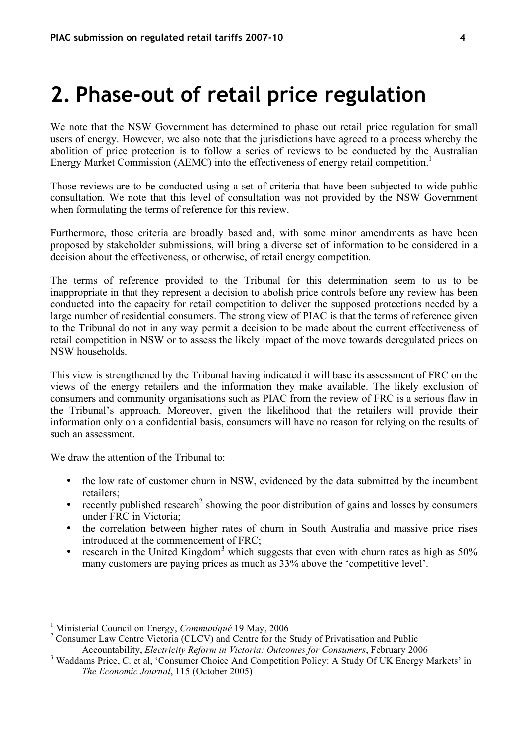# 2. Phase-out of retail price regulation

We note that the NSW Government has determined to phase out retail price regulation for small users of energy. However, we also note that the jurisdictions have agreed to a process whereby the abolition of price protection is to follow a series of reviews to be conducted by the Australian Energy Market Commission (AEMC) into the effectiveness of energy retail competition.[1]

Those reviews are to be conducted using a set of criteria that have been subjected to wide public consultation. We note that this level of consultation was not provided by the NSW Government when formulating the terms of reference for this review.

Furthermore, those criteria are broadly based and, with some minor amendments as have been proposed by stakeholder submissions, will bring a diverse set of information to be considered in a decision about the effectiveness, or otherwise, of retail energy competition.

The terms of reference provided to the Tribunal for this determination seem to us to be inappropriate in that they represent a decision to abolish price controls before any review has been conducted into the capacity for retail competition to deliver the supposed protections needed by a large number of residential consumers. The strong view of PIAC is that the terms of reference given to the Tribunal do not in any way permit a decision to be made about the current effectiveness of retail competition in NSW or to assess the likely impact of the move towards deregulated prices on NSW households.

This view is strengthened by the Tribunal having indicated it will base its assessment of FRC on the views of the energy retailers and the information they make available. The likely exclusion of consumers and community organisations such as PIAC from the review of FRC is a serious flaw in the Tribunal's approach. Moreover, given the likelihood that the retailers will provide their information only on a confidential basis, consumers will have no reason for relying on the results of such an assessment.

We draw the attention of the Tribunal to:

- the low rate of customer churn in NSW, evidenced by the data submitted by the incumbent retailers;
- recently published research[2] showing the poor distribution of gains and losses by consumers under FRC in Victoria;
- the correlation between higher rates of churn in South Australia and massive price rises introduced at the commencement of FRC;
- research in the United Kingdom[3] which suggests that even with churn rates as high as 50% many customers are paying prices as much as 33% above the 'competitive level'.

---

[1] Ministerial Council on Energy, *Communiqué* 19 May, 2006

[2] Consumer Law Centre Victoria (CLCV) and Centre for the Study of Privatisation and Public Accountability, *Electricity Reform in Victoria: Outcomes for Consumers*, February 2006

[3] Waddams Price, C. et al, 'Consumer Choice And Competition Policy: A Study Of UK Energy Markets' in *The Economic Journal*, 115 (October 2005)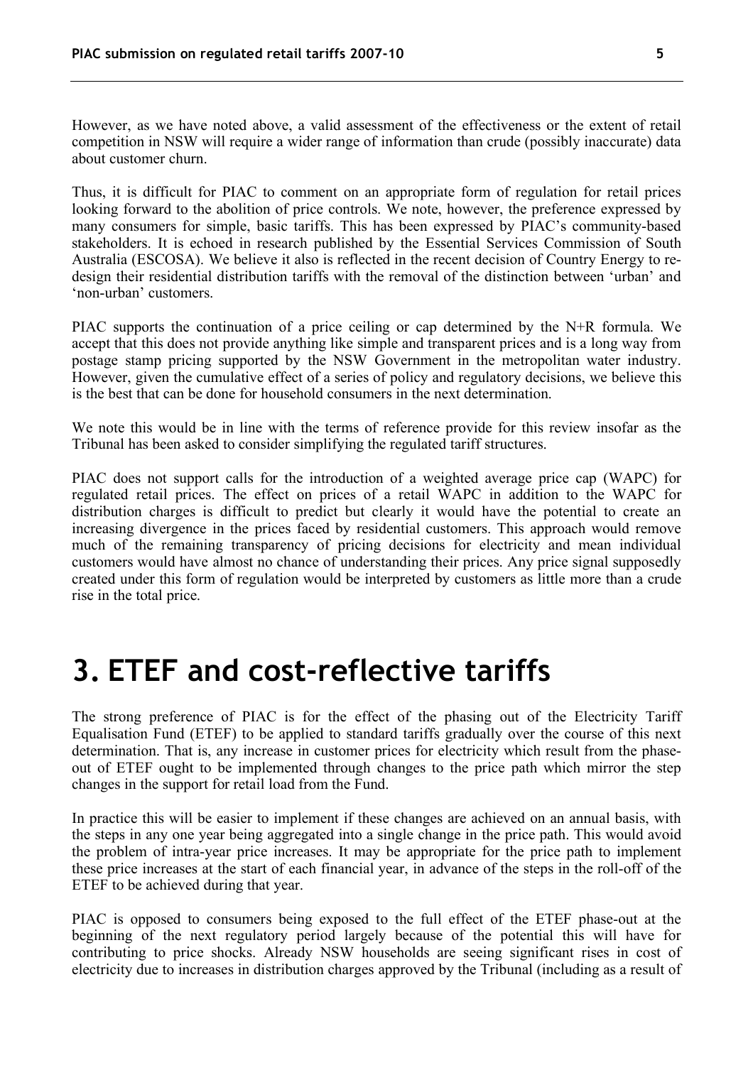However, as we have noted above, a valid assessment of the effectiveness or the extent of retail competition in NSW will require a wider range of information than crude (possibly inaccurate) data about customer churn.

Thus, it is difficult for PIAC to comment on an appropriate form of regulation for retail prices looking forward to the abolition of price controls. We note, however, the preference expressed by many consumers for simple, basic tariffs. This has been expressed by PIAC's community-based stakeholders. It is echoed in research published by the Essential Services Commission of South Australia (ESCOSA). We believe it also is reflected in the recent decision of Country Energy to re-design their residential distribution tariffs with the removal of the distinction between 'urban' and 'non-urban' customers.

PIAC supports the continuation of a price ceiling or cap determined by the N+R formula. We accept that this does not provide anything like simple and transparent prices and is a long way from postage stamp pricing supported by the NSW Government in the metropolitan water industry. However, given the cumulative effect of a series of policy and regulatory decisions, we believe this is the best that can be done for household consumers in the next determination.

We note this would be in line with the terms of reference provide for this review insofar as the Tribunal has been asked to consider simplifying the regulated tariff structures.

PIAC does not support calls for the introduction of a weighted average price cap (WAPC) for regulated retail prices. The effect on prices of a retail WAPC in addition to the WAPC for distribution charges is difficult to predict but clearly it would have the potential to create an increasing divergence in the prices faced by residential customers. This approach would remove much of the remaining transparency of pricing decisions for electricity and mean individual customers would have almost no chance of understanding their prices. Any price signal supposedly created under this form of regulation would be interpreted by customers as little more than a crude rise in the total price.

# 3. ETEF and cost-reflective tariffs

The strong preference of PIAC is for the effect of the phasing out of the Electricity Tariff Equalisation Fund (ETEF) to be applied to standard tariffs gradually over the course of this next determination. That is, any increase in customer prices for electricity which result from the phase-out of ETEF ought to be implemented through changes to the price path which mirror the step changes in the support for retail load from the Fund.

In practice this will be easier to implement if these changes are achieved on an annual basis, with the steps in any one year being aggregated into a single change in the price path. This would avoid the problem of intra-year price increases. It may be appropriate for the price path to implement these price increases at the start of each financial year, in advance of the steps in the roll-off of the ETEF to be achieved during that year.

PIAC is opposed to consumers being exposed to the full effect of the ETEF phase-out at the beginning of the next regulatory period largely because of the potential this will have for contributing to price shocks. Already NSW households are seeing significant rises in cost of electricity due to increases in distribution charges approved by the Tribunal (including as a result of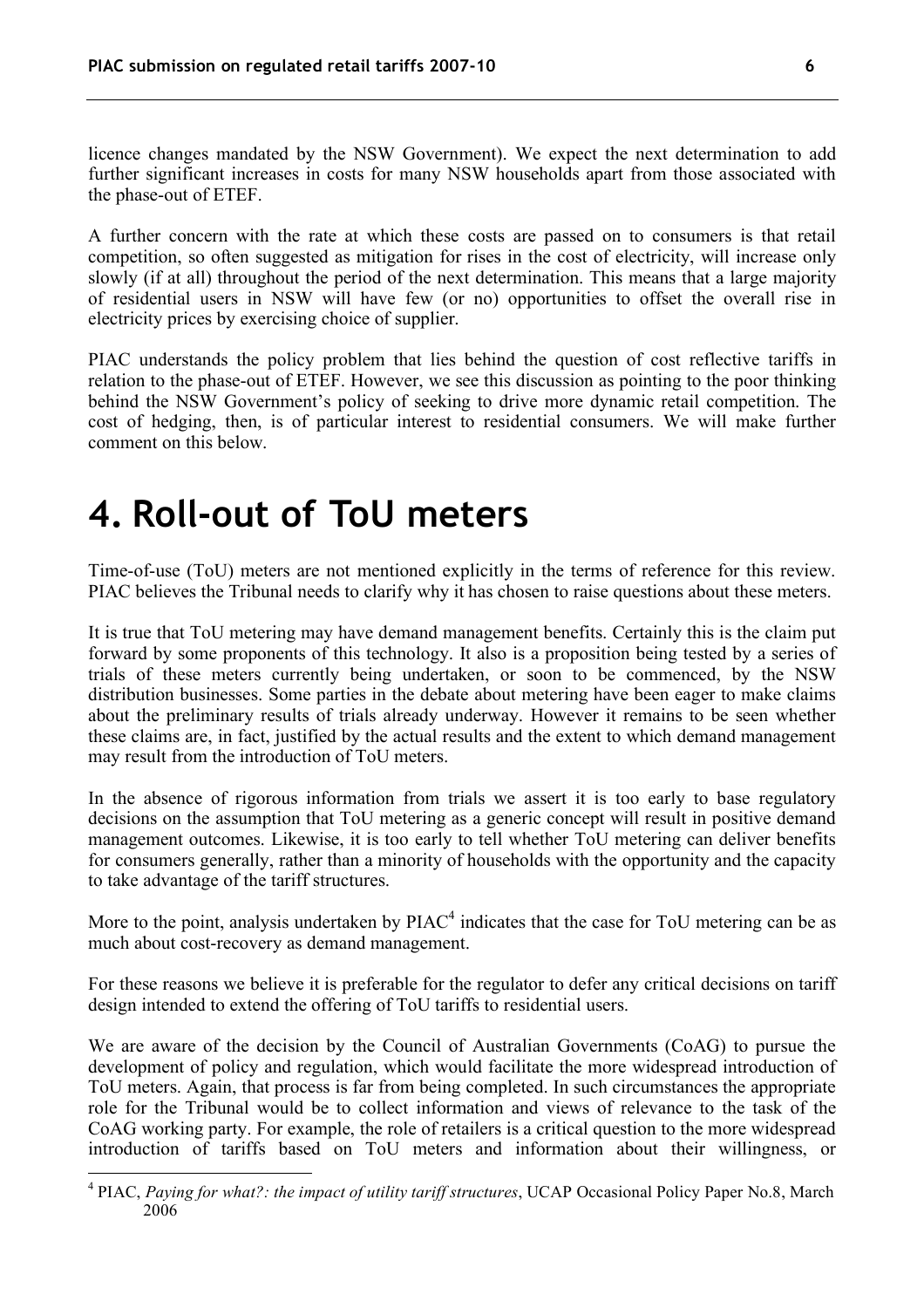licence changes mandated by the NSW Government). We expect the next determination to add further significant increases in costs for many NSW households apart from those associated with the phase-out of ETEF.

A further concern with the rate at which these costs are passed on to consumers is that retail competition, so often suggested as mitigation for rises in the cost of electricity, will increase only slowly (if at all) throughout the period of the next determination. This means that a large majority of residential users in NSW will have few (or no) opportunities to offset the overall rise in electricity prices by exercising choice of supplier.

PIAC understands the policy problem that lies behind the question of cost reflective tariffs in relation to the phase-out of ETEF. However, we see this discussion as pointing to the poor thinking behind the NSW Government's policy of seeking to drive more dynamic retail competition. The cost of hedging, then, is of particular interest to residential consumers. We will make further comment on this below.

# 4. Roll-out of ToU meters

Time-of-use (ToU) meters are not mentioned explicitly in the terms of reference for this review. PIAC believes the Tribunal needs to clarify why it has chosen to raise questions about these meters.

It is true that ToU metering may have demand management benefits. Certainly this is the claim put forward by some proponents of this technology. It also is a proposition being tested by a series of trials of these meters currently being undertaken, or soon to be commenced, by the NSW distribution businesses. Some parties in the debate about metering have been eager to make claims about the preliminary results of trials already underway. However it remains to be seen whether these claims are, in fact, justified by the actual results and the extent to which demand management may result from the introduction of ToU meters.

In the absence of rigorous information from trials we assert it is too early to base regulatory decisions on the assumption that ToU metering as a generic concept will result in positive demand management outcomes. Likewise, it is too early to tell whether ToU metering can deliver benefits for consumers generally, rather than a minority of households with the opportunity and the capacity to take advantage of the tariff structures.

More to the point, analysis undertaken by PIAC[4] indicates that the case for ToU metering can be as much about cost-recovery as demand management.

For these reasons we believe it is preferable for the regulator to defer any critical decisions on tariff design intended to extend the offering of ToU tariffs to residential users.

We are aware of the decision by the Council of Australian Governments (CoAG) to pursue the development of policy and regulation, which would facilitate the more widespread introduction of ToU meters. Again, that process is far from being completed. In such circumstances the appropriate role for the Tribunal would be to collect information and views of relevance to the task of the CoAG working party. For example, the role of retailers is a critical question to the more widespread introduction of tariffs based on ToU meters and information about their willingness, or

[4] PIAC, *Paying for what?: the impact of utility tariff structures*, UCAP Occasional Policy Paper No.8, March 2006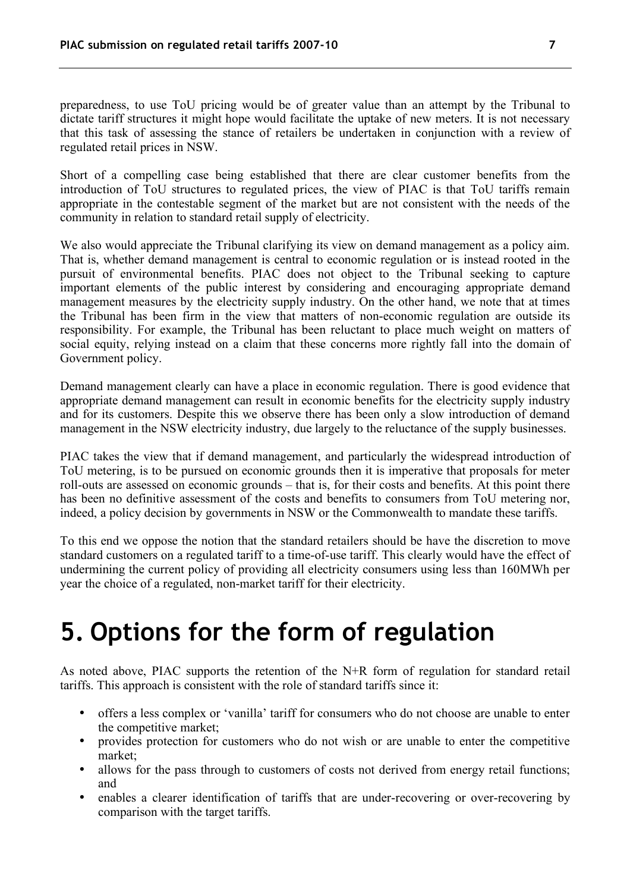preparedness, to use ToU pricing would be of greater value than an attempt by the Tribunal to dictate tariff structures it might hope would facilitate the uptake of new meters. It is not necessary that this task of assessing the stance of retailers be undertaken in conjunction with a review of regulated retail prices in NSW.

Short of a compelling case being established that there are clear customer benefits from the introduction of ToU structures to regulated prices, the view of PIAC is that ToU tariffs remain appropriate in the contestable segment of the market but are not consistent with the needs of the community in relation to standard retail supply of electricity.

We also would appreciate the Tribunal clarifying its view on demand management as a policy aim. That is, whether demand management is central to economic regulation or is instead rooted in the pursuit of environmental benefits. PIAC does not object to the Tribunal seeking to capture important elements of the public interest by considering and encouraging appropriate demand management measures by the electricity supply industry. On the other hand, we note that at times the Tribunal has been firm in the view that matters of non-economic regulation are outside its responsibility. For example, the Tribunal has been reluctant to place much weight on matters of social equity, relying instead on a claim that these concerns more rightly fall into the domain of Government policy.

Demand management clearly can have a place in economic regulation. There is good evidence that appropriate demand management can result in economic benefits for the electricity supply industry and for its customers. Despite this we observe there has been only a slow introduction of demand management in the NSW electricity industry, due largely to the reluctance of the supply businesses.

PIAC takes the view that if demand management, and particularly the widespread introduction of ToU metering, is to be pursued on economic grounds then it is imperative that proposals for meter roll-outs are assessed on economic grounds – that is, for their costs and benefits. At this point there has been no definitive assessment of the costs and benefits to consumers from ToU metering nor, indeed, a policy decision by governments in NSW or the Commonwealth to mandate these tariffs.

To this end we oppose the notion that the standard retailers should be have the discretion to move standard customers on a regulated tariff to a time-of-use tariff. This clearly would have the effect of undermining the current policy of providing all electricity consumers using less than 160MWh per year the choice of a regulated, non-market tariff for their electricity.

# 5. Options for the form of regulation

As noted above, PIAC supports the retention of the N+R form of regulation for standard retail tariffs. This approach is consistent with the role of standard tariffs since it:

- offers a less complex or 'vanilla' tariff for consumers who do not choose are unable to enter the competitive market;
- provides protection for customers who do not wish or are unable to enter the competitive market;
- allows for the pass through to customers of costs not derived from energy retail functions; and
- enables a clearer identification of tariffs that are under-recovering or over-recovering by comparison with the target tariffs.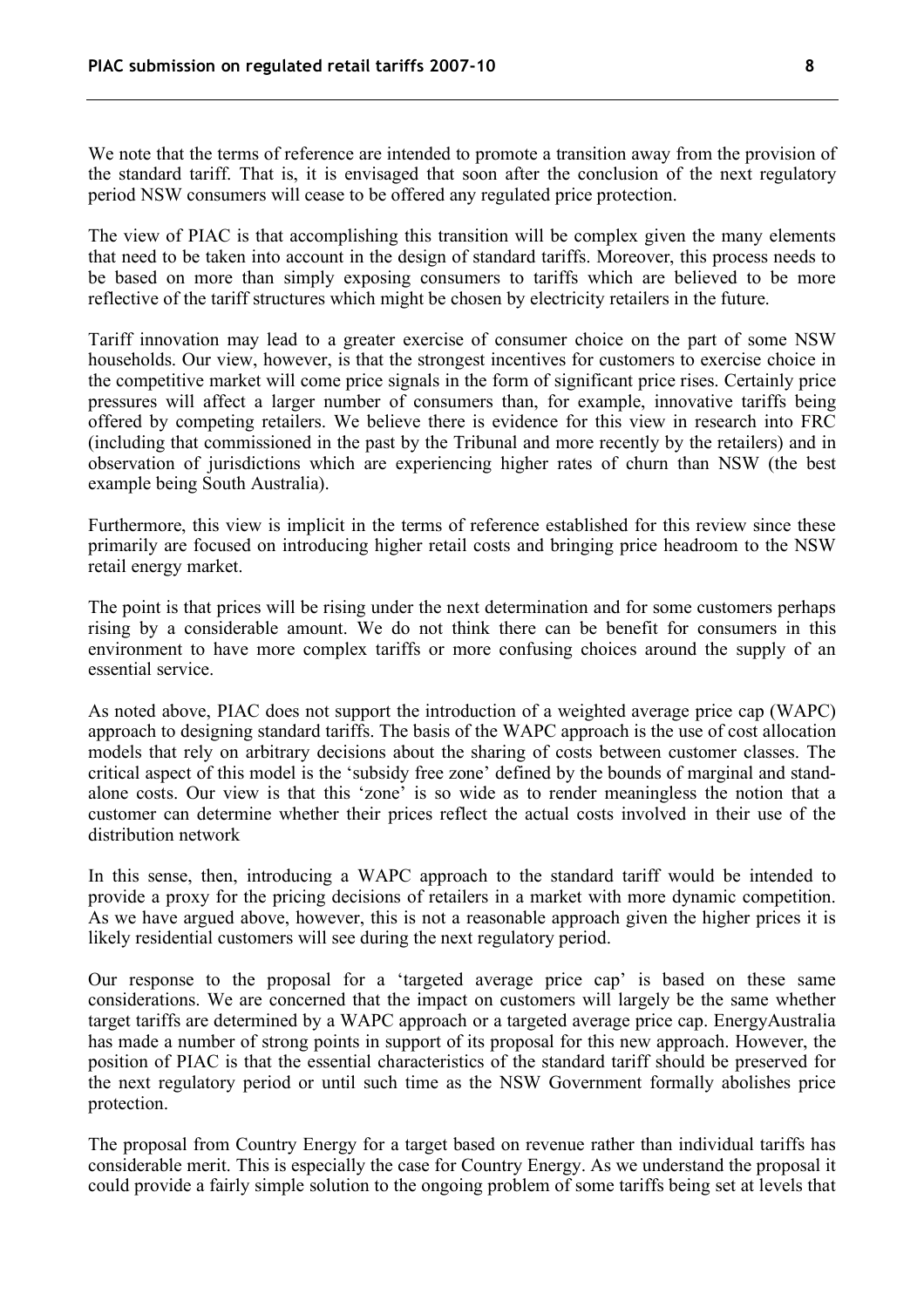We note that the terms of reference are intended to promote a transition away from the provision of the standard tariff. That is, it is envisaged that soon after the conclusion of the next regulatory period NSW consumers will cease to be offered any regulated price protection.

The view of PIAC is that accomplishing this transition will be complex given the many elements that need to be taken into account in the design of standard tariffs. Moreover, this process needs to be based on more than simply exposing consumers to tariffs which are believed to be more reflective of the tariff structures which might be chosen by electricity retailers in the future.

Tariff innovation may lead to a greater exercise of consumer choice on the part of some NSW households. Our view, however, is that the strongest incentives for customers to exercise choice in the competitive market will come price signals in the form of significant price rises. Certainly price pressures will affect a larger number of consumers than, for example, innovative tariffs being offered by competing retailers. We believe there is evidence for this view in research into FRC (including that commissioned in the past by the Tribunal and more recently by the retailers) and in observation of jurisdictions which are experiencing higher rates of churn than NSW (the best example being South Australia).

Furthermore, this view is implicit in the terms of reference established for this review since these primarily are focused on introducing higher retail costs and bringing price headroom to the NSW retail energy market.

The point is that prices will be rising under the next determination and for some customers perhaps rising by a considerable amount. We do not think there can be benefit for consumers in this environment to have more complex tariffs or more confusing choices around the supply of an essential service.

As noted above, PIAC does not support the introduction of a weighted average price cap (WAPC) approach to designing standard tariffs. The basis of the WAPC approach is the use of cost allocation models that rely on arbitrary decisions about the sharing of costs between customer classes. The critical aspect of this model is the 'subsidy free zone' defined by the bounds of marginal and stand-alone costs. Our view is that this 'zone' is so wide as to render meaningless the notion that a customer can determine whether their prices reflect the actual costs involved in their use of the distribution network

In this sense, then, introducing a WAPC approach to the standard tariff would be intended to provide a proxy for the pricing decisions of retailers in a market with more dynamic competition. As we have argued above, however, this is not a reasonable approach given the higher prices it is likely residential customers will see during the next regulatory period.

Our response to the proposal for a 'targeted average price cap' is based on these same considerations. We are concerned that the impact on customers will largely be the same whether target tariffs are determined by a WAPC approach or a targeted average price cap. EnergyAustralia has made a number of strong points in support of its proposal for this new approach. However, the position of PIAC is that the essential characteristics of the standard tariff should be preserved for the next regulatory period or until such time as the NSW Government formally abolishes price protection.

The proposal from Country Energy for a target based on revenue rather than individual tariffs has considerable merit. This is especially the case for Country Energy. As we understand the proposal it could provide a fairly simple solution to the ongoing problem of some tariffs being set at levels that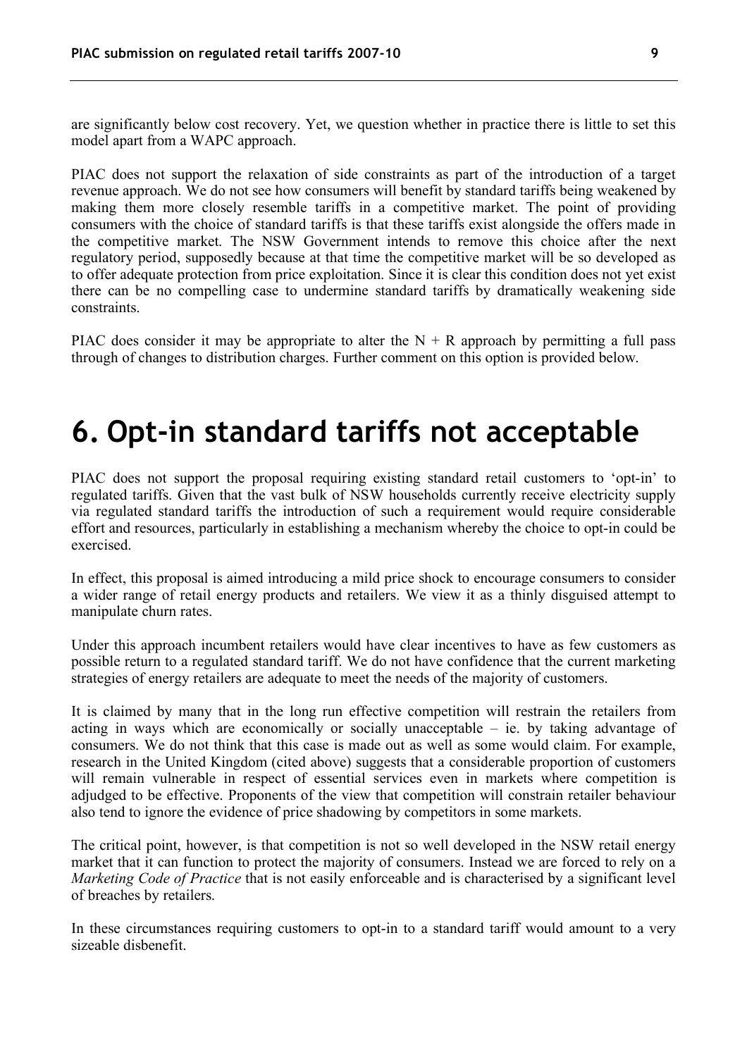are significantly below cost recovery. Yet, we question whether in practice there is little to set this model apart from a WAPC approach.

PIAC does not support the relaxation of side constraints as part of the introduction of a target revenue approach. We do not see how consumers will benefit by standard tariffs being weakened by making them more closely resemble tariffs in a competitive market. The point of providing consumers with the choice of standard tariffs is that these tariffs exist alongside the offers made in the competitive market. The NSW Government intends to remove this choice after the next regulatory period, supposedly because at that time the competitive market will be so developed as to offer adequate protection from price exploitation. Since it is clear this condition does not yet exist there can be no compelling case to undermine standard tariffs by dramatically weakening side constraints.

PIAC does consider it may be appropriate to alter the N + R approach by permitting a full pass through of changes to distribution charges. Further comment on this option is provided below.

# 6. Opt-in standard tariffs not acceptable

PIAC does not support the proposal requiring existing standard retail customers to 'opt-in' to regulated tariffs. Given that the vast bulk of NSW households currently receive electricity supply via regulated standard tariffs the introduction of such a requirement would require considerable effort and resources, particularly in establishing a mechanism whereby the choice to opt-in could be exercised.

In effect, this proposal is aimed introducing a mild price shock to encourage consumers to consider a wider range of retail energy products and retailers. We view it as a thinly disguised attempt to manipulate churn rates.

Under this approach incumbent retailers would have clear incentives to have as few customers as possible return to a regulated standard tariff. We do not have confidence that the current marketing strategies of energy retailers are adequate to meet the needs of the majority of customers.

It is claimed by many that in the long run effective competition will restrain the retailers from acting in ways which are economically or socially unacceptable – ie. by taking advantage of consumers. We do not think that this case is made out as well as some would claim. For example, research in the United Kingdom (cited above) suggests that a considerable proportion of customers will remain vulnerable in respect of essential services even in markets where competition is adjudged to be effective. Proponents of the view that competition will constrain retailer behaviour also tend to ignore the evidence of price shadowing by competitors in some markets.

The critical point, however, is that competition is not so well developed in the NSW retail energy market that it can function to protect the majority of consumers. Instead we are forced to rely on a *Marketing Code of Practice* that is not easily enforceable and is characterised by a significant level of breaches by retailers.

In these circumstances requiring customers to opt-in to a standard tariff would amount to a very sizeable disbenefit.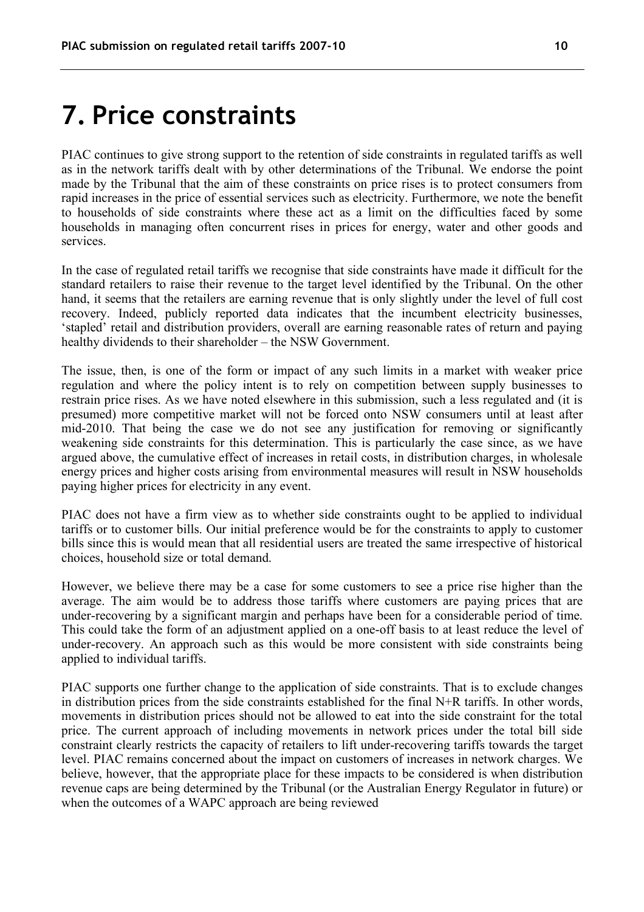# 7. Price constraints

PIAC continues to give strong support to the retention of side constraints in regulated tariffs as well as in the network tariffs dealt with by other determinations of the Tribunal. We endorse the point made by the Tribunal that the aim of these constraints on price rises is to protect consumers from rapid increases in the price of essential services such as electricity. Furthermore, we note the benefit to households of side constraints where these act as a limit on the difficulties faced by some households in managing often concurrent rises in prices for energy, water and other goods and services.

In the case of regulated retail tariffs we recognise that side constraints have made it difficult for the standard retailers to raise their revenue to the target level identified by the Tribunal. On the other hand, it seems that the retailers are earning revenue that is only slightly under the level of full cost recovery. Indeed, publicly reported data indicates that the incumbent electricity businesses, 'stapled' retail and distribution providers, overall are earning reasonable rates of return and paying healthy dividends to their shareholder – the NSW Government.

The issue, then, is one of the form or impact of any such limits in a market with weaker price regulation and where the policy intent is to rely on competition between supply businesses to restrain price rises. As we have noted elsewhere in this submission, such a less regulated and (it is presumed) more competitive market will not be forced onto NSW consumers until at least after mid-2010. That being the case we do not see any justification for removing or significantly weakening side constraints for this determination. This is particularly the case since, as we have argued above, the cumulative effect of increases in retail costs, in distribution charges, in wholesale energy prices and higher costs arising from environmental measures will result in NSW households paying higher prices for electricity in any event.

PIAC does not have a firm view as to whether side constraints ought to be applied to individual tariffs or to customer bills. Our initial preference would be for the constraints to apply to customer bills since this is would mean that all residential users are treated the same irrespective of historical choices, household size or total demand.

However, we believe there may be a case for some customers to see a price rise higher than the average. The aim would be to address those tariffs where customers are paying prices that are under-recovering by a significant margin and perhaps have been for a considerable period of time. This could take the form of an adjustment applied on a one-off basis to at least reduce the level of under-recovery. An approach such as this would be more consistent with side constraints being applied to individual tariffs.

PIAC supports one further change to the application of side constraints. That is to exclude changes in distribution prices from the side constraints established for the final N+R tariffs. In other words, movements in distribution prices should not be allowed to eat into the side constraint for the total price. The current approach of including movements in network prices under the total bill side constraint clearly restricts the capacity of retailers to lift under-recovering tariffs towards the target level. PIAC remains concerned about the impact on customers of increases in network charges. We believe, however, that the appropriate place for these impacts to be considered is when distribution revenue caps are being determined by the Tribunal (or the Australian Energy Regulator in future) or when the outcomes of a WAPC approach are being reviewed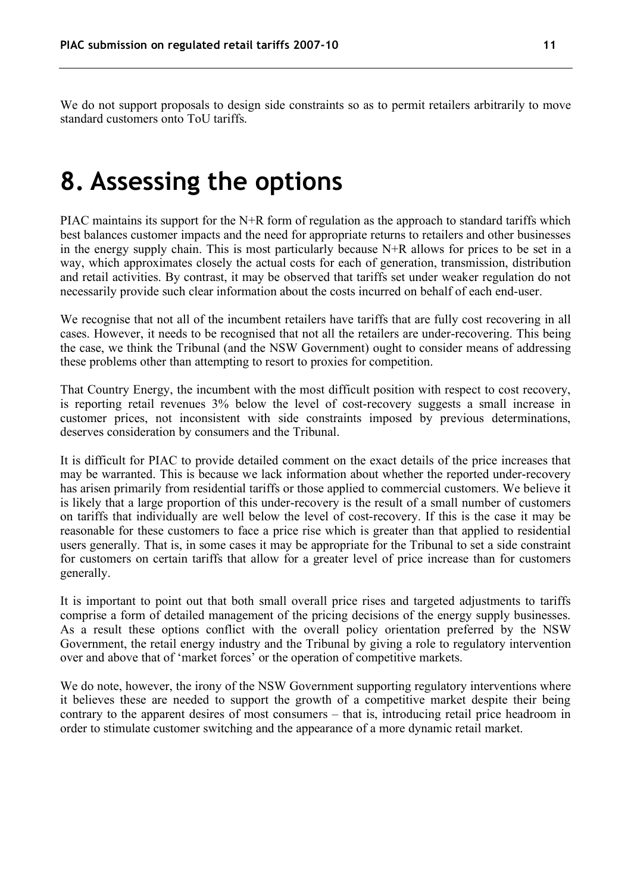We do not support proposals to design side constraints so as to permit retailers arbitrarily to move standard customers onto ToU tariffs.

# 8. Assessing the options

PIAC maintains its support for the N+R form of regulation as the approach to standard tariffs which best balances customer impacts and the need for appropriate returns to retailers and other businesses in the energy supply chain. This is most particularly because N+R allows for prices to be set in a way, which approximates closely the actual costs for each of generation, transmission, distribution and retail activities. By contrast, it may be observed that tariffs set under weaker regulation do not necessarily provide such clear information about the costs incurred on behalf of each end-user.

We recognise that not all of the incumbent retailers have tariffs that are fully cost recovering in all cases. However, it needs to be recognised that not all the retailers are under-recovering. This being the case, we think the Tribunal (and the NSW Government) ought to consider means of addressing these problems other than attempting to resort to proxies for competition.

That Country Energy, the incumbent with the most difficult position with respect to cost recovery, is reporting retail revenues 3% below the level of cost-recovery suggests a small increase in customer prices, not inconsistent with side constraints imposed by previous determinations, deserves consideration by consumers and the Tribunal.

It is difficult for PIAC to provide detailed comment on the exact details of the price increases that may be warranted. This is because we lack information about whether the reported under-recovery has arisen primarily from residential tariffs or those applied to commercial customers. We believe it is likely that a large proportion of this under-recovery is the result of a small number of customers on tariffs that individually are well below the level of cost-recovery. If this is the case it may be reasonable for these customers to face a price rise which is greater than that applied to residential users generally. That is, in some cases it may be appropriate for the Tribunal to set a side constraint for customers on certain tariffs that allow for a greater level of price increase than for customers generally.

It is important to point out that both small overall price rises and targeted adjustments to tariffs comprise a form of detailed management of the pricing decisions of the energy supply businesses. As a result these options conflict with the overall policy orientation preferred by the NSW Government, the retail energy industry and the Tribunal by giving a role to regulatory intervention over and above that of 'market forces' or the operation of competitive markets.

We do note, however, the irony of the NSW Government supporting regulatory interventions where it believes these are needed to support the growth of a competitive market despite their being contrary to the apparent desires of most consumers – that is, introducing retail price headroom in order to stimulate customer switching and the appearance of a more dynamic retail market.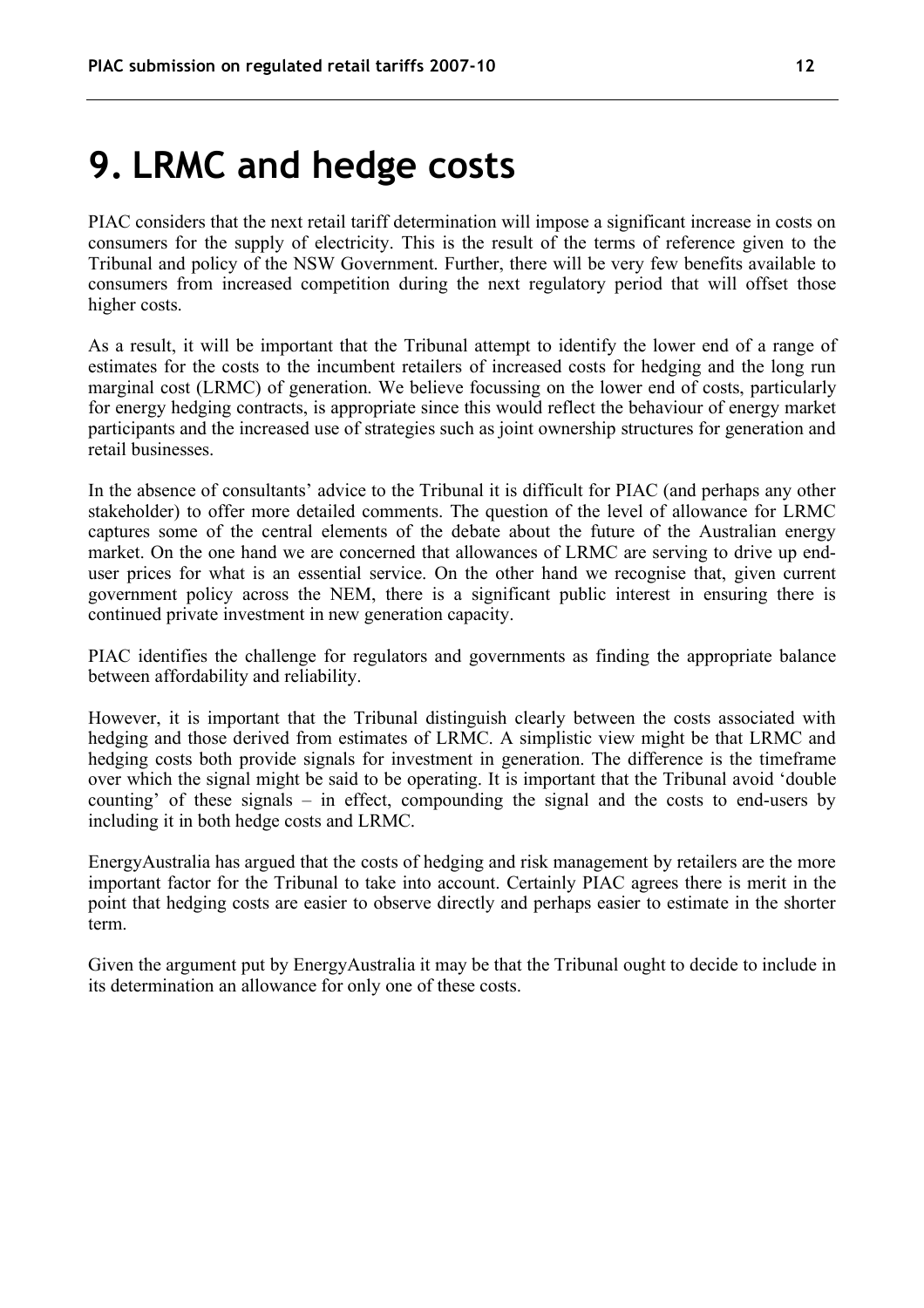# 9. LRMC and hedge costs

PIAC considers that the next retail tariff determination will impose a significant increase in costs on consumers for the supply of electricity. This is the result of the terms of reference given to the Tribunal and policy of the NSW Government. Further, there will be very few benefits available to consumers from increased competition during the next regulatory period that will offset those higher costs.

As a result, it will be important that the Tribunal attempt to identify the lower end of a range of estimates for the costs to the incumbent retailers of increased costs for hedging and the long run marginal cost (LRMC) of generation. We believe focussing on the lower end of costs, particularly for energy hedging contracts, is appropriate since this would reflect the behaviour of energy market participants and the increased use of strategies such as joint ownership structures for generation and retail businesses.

In the absence of consultants' advice to the Tribunal it is difficult for PIAC (and perhaps any other stakeholder) to offer more detailed comments. The question of the level of allowance for LRMC captures some of the central elements of the debate about the future of the Australian energy market. On the one hand we are concerned that allowances of LRMC are serving to drive up end-user prices for what is an essential service. On the other hand we recognise that, given current government policy across the NEM, there is a significant public interest in ensuring there is continued private investment in new generation capacity.

PIAC identifies the challenge for regulators and governments as finding the appropriate balance between affordability and reliability.

However, it is important that the Tribunal distinguish clearly between the costs associated with hedging and those derived from estimates of LRMC. A simplistic view might be that LRMC and hedging costs both provide signals for investment in generation. The difference is the timeframe over which the signal might be said to be operating. It is important that the Tribunal avoid 'double counting' of these signals – in effect, compounding the signal and the costs to end-users by including it in both hedge costs and LRMC.

EnergyAustralia has argued that the costs of hedging and risk management by retailers are the more important factor for the Tribunal to take into account. Certainly PIAC agrees there is merit in the point that hedging costs are easier to observe directly and perhaps easier to estimate in the shorter term.

Given the argument put by EnergyAustralia it may be that the Tribunal ought to decide to include in its determination an allowance for only one of these costs.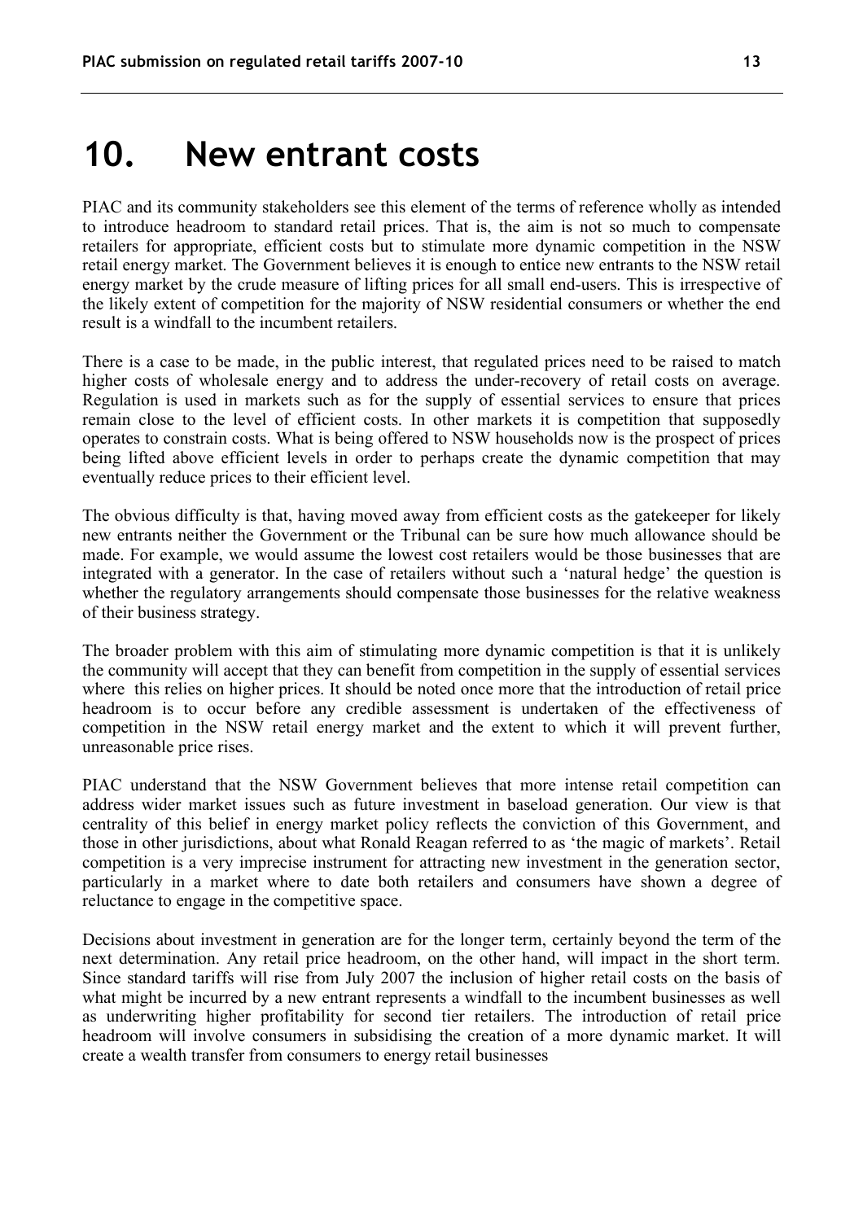# 10. New entrant costs

PIAC and its community stakeholders see this element of the terms of reference wholly as intended to introduce headroom to standard retail prices. That is, the aim is not so much to compensate retailers for appropriate, efficient costs but to stimulate more dynamic competition in the NSW retail energy market. The Government believes it is enough to entice new entrants to the NSW retail energy market by the crude measure of lifting prices for all small end-users. This is irrespective of the likely extent of competition for the majority of NSW residential consumers or whether the end result is a windfall to the incumbent retailers.

There is a case to be made, in the public interest, that regulated prices need to be raised to match higher costs of wholesale energy and to address the under-recovery of retail costs on average. Regulation is used in markets such as for the supply of essential services to ensure that prices remain close to the level of efficient costs. In other markets it is competition that supposedly operates to constrain costs. What is being offered to NSW households now is the prospect of prices being lifted above efficient levels in order to perhaps create the dynamic competition that may eventually reduce prices to their efficient level.

The obvious difficulty is that, having moved away from efficient costs as the gatekeeper for likely new entrants neither the Government or the Tribunal can be sure how much allowance should be made. For example, we would assume the lowest cost retailers would be those businesses that are integrated with a generator. In the case of retailers without such a 'natural hedge' the question is whether the regulatory arrangements should compensate those businesses for the relative weakness of their business strategy.

The broader problem with this aim of stimulating more dynamic competition is that it is unlikely the community will accept that they can benefit from competition in the supply of essential services where this relies on higher prices. It should be noted once more that the introduction of retail price headroom is to occur before any credible assessment is undertaken of the effectiveness of competition in the NSW retail energy market and the extent to which it will prevent further, unreasonable price rises.

PIAC understand that the NSW Government believes that more intense retail competition can address wider market issues such as future investment in baseload generation. Our view is that centrality of this belief in energy market policy reflects the conviction of this Government, and those in other jurisdictions, about what Ronald Reagan referred to as 'the magic of markets'. Retail competition is a very imprecise instrument for attracting new investment in the generation sector, particularly in a market where to date both retailers and consumers have shown a degree of reluctance to engage in the competitive space.

Decisions about investment in generation are for the longer term, certainly beyond the term of the next determination. Any retail price headroom, on the other hand, will impact in the short term. Since standard tariffs will rise from July 2007 the inclusion of higher retail costs on the basis of what might be incurred by a new entrant represents a windfall to the incumbent businesses as well as underwriting higher profitability for second tier retailers. The introduction of retail price headroom will involve consumers in subsidising the creation of a more dynamic market. It will create a wealth transfer from consumers to energy retail businesses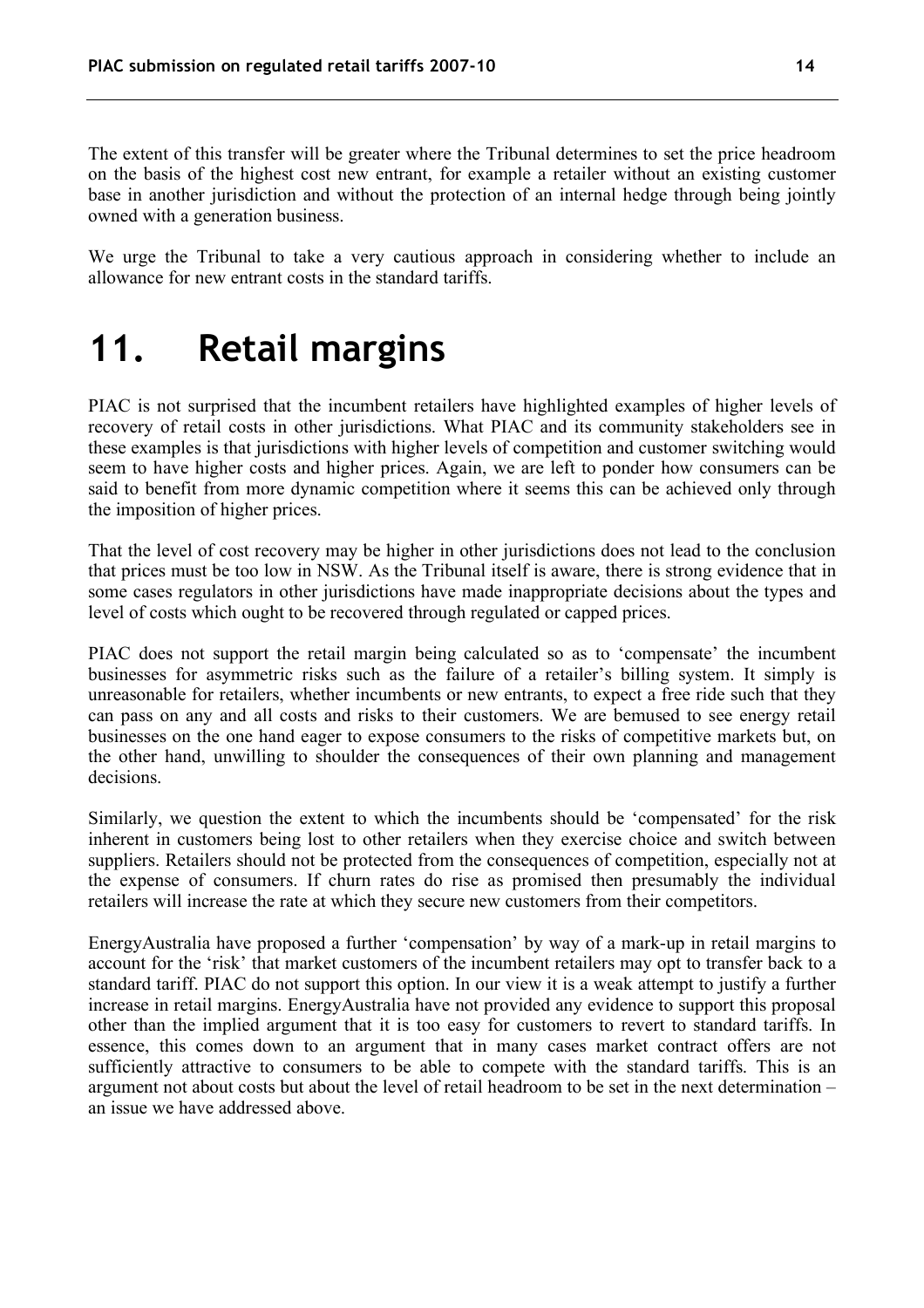The extent of this transfer will be greater where the Tribunal determines to set the price headroom on the basis of the highest cost new entrant, for example a retailer without an existing customer base in another jurisdiction and without the protection of an internal hedge through being jointly owned with a generation business.

We urge the Tribunal to take a very cautious approach in considering whether to include an allowance for new entrant costs in the standard tariffs.

# 11. Retail margins

PIAC is not surprised that the incumbent retailers have highlighted examples of higher levels of recovery of retail costs in other jurisdictions. What PIAC and its community stakeholders see in these examples is that jurisdictions with higher levels of competition and customer switching would seem to have higher costs and higher prices. Again, we are left to ponder how consumers can be said to benefit from more dynamic competition where it seems this can be achieved only through the imposition of higher prices.

That the level of cost recovery may be higher in other jurisdictions does not lead to the conclusion that prices must be too low in NSW. As the Tribunal itself is aware, there is strong evidence that in some cases regulators in other jurisdictions have made inappropriate decisions about the types and level of costs which ought to be recovered through regulated or capped prices.

PIAC does not support the retail margin being calculated so as to 'compensate' the incumbent businesses for asymmetric risks such as the failure of a retailer's billing system. It simply is unreasonable for retailers, whether incumbents or new entrants, to expect a free ride such that they can pass on any and all costs and risks to their customers. We are bemused to see energy retail businesses on the one hand eager to expose consumers to the risks of competitive markets but, on the other hand, unwilling to shoulder the consequences of their own planning and management decisions.

Similarly, we question the extent to which the incumbents should be 'compensated' for the risk inherent in customers being lost to other retailers when they exercise choice and switch between suppliers. Retailers should not be protected from the consequences of competition, especially not at the expense of consumers. If churn rates do rise as promised then presumably the individual retailers will increase the rate at which they secure new customers from their competitors.

EnergyAustralia have proposed a further 'compensation' by way of a mark-up in retail margins to account for the 'risk' that market customers of the incumbent retailers may opt to transfer back to a standard tariff. PIAC do not support this option. In our view it is a weak attempt to justify a further increase in retail margins. EnergyAustralia have not provided any evidence to support this proposal other than the implied argument that it is too easy for customers to revert to standard tariffs. In essence, this comes down to an argument that in many cases market contract offers are not sufficiently attractive to consumers to be able to compete with the standard tariffs. This is an argument not about costs but about the level of retail headroom to be set in the next determination – an issue we have addressed above.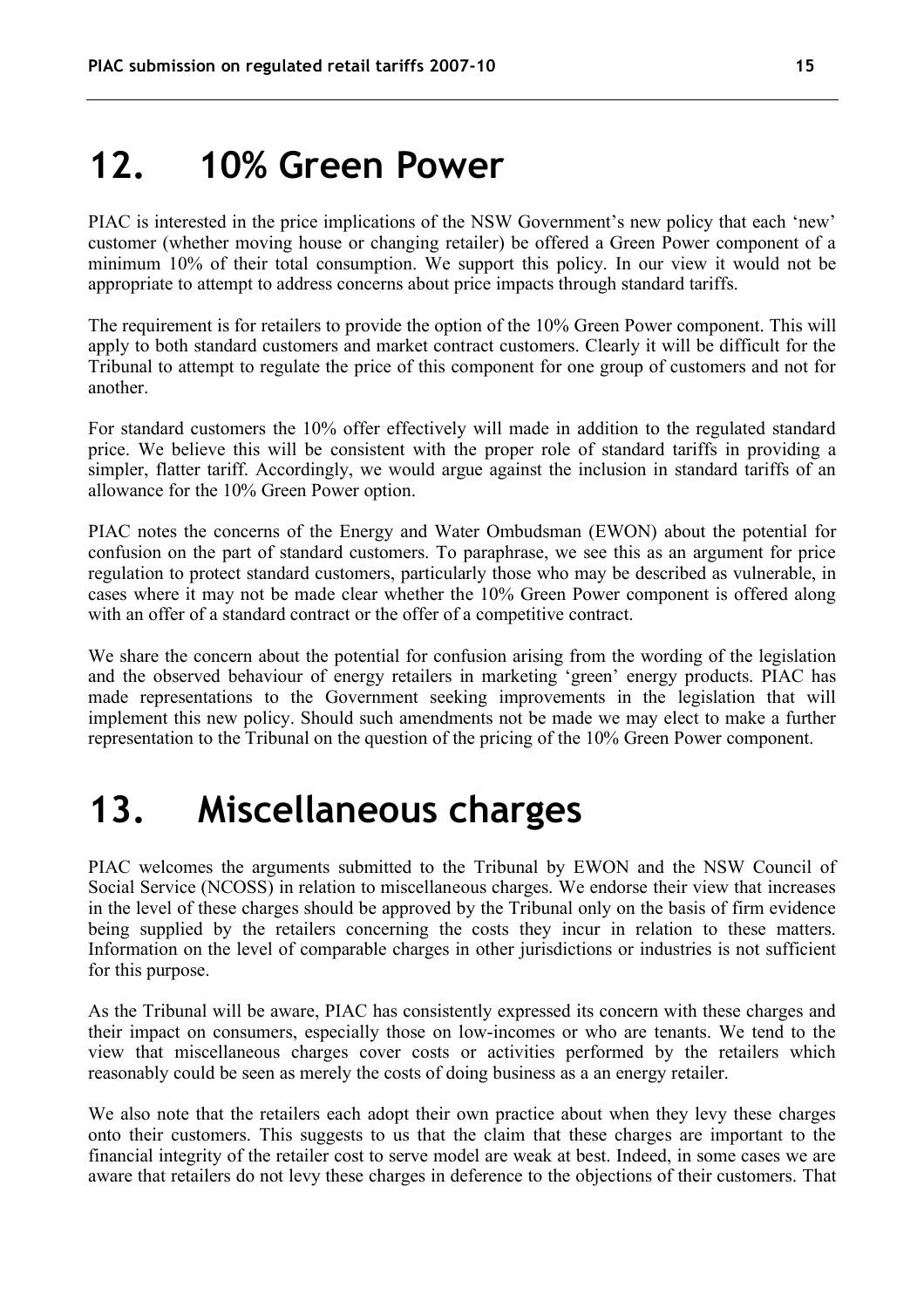# 12. 10% Green Power

PIAC is interested in the price implications of the NSW Government's new policy that each 'new' customer (whether moving house or changing retailer) be offered a Green Power component of a minimum 10% of their total consumption. We support this policy. In our view it would not be appropriate to attempt to address concerns about price impacts through standard tariffs.

The requirement is for retailers to provide the option of the 10% Green Power component. This will apply to both standard customers and market contract customers. Clearly it will be difficult for the Tribunal to attempt to regulate the price of this component for one group of customers and not for another.

For standard customers the 10% offer effectively will made in addition to the regulated standard price. We believe this will be consistent with the proper role of standard tariffs in providing a simpler, flatter tariff. Accordingly, we would argue against the inclusion in standard tariffs of an allowance for the 10% Green Power option.

PIAC notes the concerns of the Energy and Water Ombudsman (EWON) about the potential for confusion on the part of standard customers. To paraphrase, we see this as an argument for price regulation to protect standard customers, particularly those who may be described as vulnerable, in cases where it may not be made clear whether the 10% Green Power component is offered along with an offer of a standard contract or the offer of a competitive contract.

We share the concern about the potential for confusion arising from the wording of the legislation and the observed behaviour of energy retailers in marketing 'green' energy products. PIAC has made representations to the Government seeking improvements in the legislation that will implement this new policy. Should such amendments not be made we may elect to make a further representation to the Tribunal on the question of the pricing of the 10% Green Power component.

# 13. Miscellaneous charges

PIAC welcomes the arguments submitted to the Tribunal by EWON and the NSW Council of Social Service (NCOSS) in relation to miscellaneous charges. We endorse their view that increases in the level of these charges should be approved by the Tribunal only on the basis of firm evidence being supplied by the retailers concerning the costs they incur in relation to these matters. Information on the level of comparable charges in other jurisdictions or industries is not sufficient for this purpose.

As the Tribunal will be aware, PIAC has consistently expressed its concern with these charges and their impact on consumers, especially those on low-incomes or who are tenants. We tend to the view that miscellaneous charges cover costs or activities performed by the retailers which reasonably could be seen as merely the costs of doing business as a an energy retailer.

We also note that the retailers each adopt their own practice about when they levy these charges onto their customers. This suggests to us that the claim that these charges are important to the financial integrity of the retailer cost to serve model are weak at best. Indeed, in some cases we are aware that retailers do not levy these charges in deference to the objections of their customers. That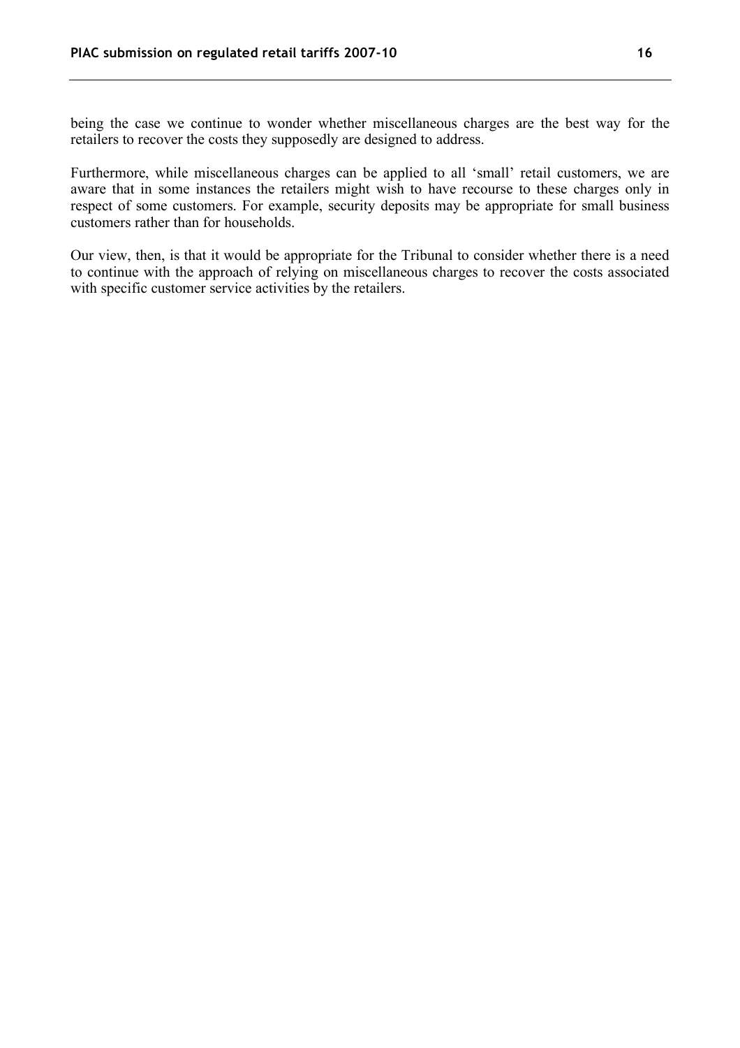being the case we continue to wonder whether miscellaneous charges are the best way for the retailers to recover the costs they supposedly are designed to address.

Furthermore, while miscellaneous charges can be applied to all 'small' retail customers, we are aware that in some instances the retailers might wish to have recourse to these charges only in respect of some customers. For example, security deposits may be appropriate for small business customers rather than for households.

Our view, then, is that it would be appropriate for the Tribunal to consider whether there is a need to continue with the approach of relying on miscellaneous charges to recover the costs associated with specific customer service activities by the retailers.